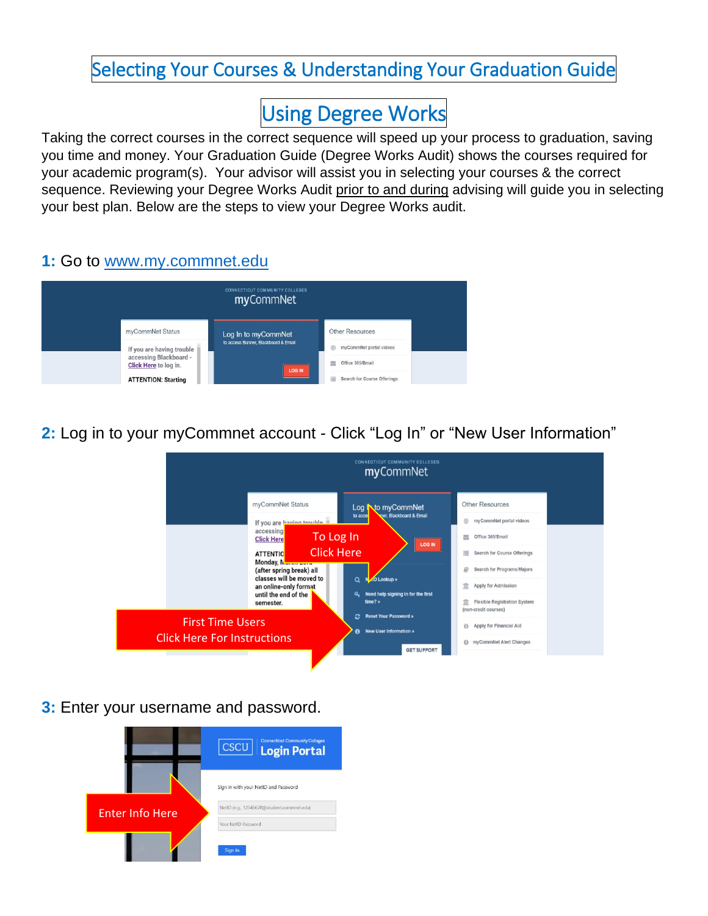# Selecting Your Courses & Understanding Your Graduation Guide

## Using Degree Works

Taking the correct courses in the correct sequence will speed up your process to graduation, saving you time and money. Your Graduation Guide (Degree Works Audit) shows the courses required for your academic program(s). Your advisor will assist you in selecting your courses & the correct sequence. Reviewing your Degree Works Audit prior to and during advising will guide you in selecting your best plan. Below are the steps to view your Degree Works audit.

**1:** Go to www.my.commnet.edu

**2:** Log in to your myCommnet account - Click "Log In" or "New User Information"

**3:** Enter your username and password.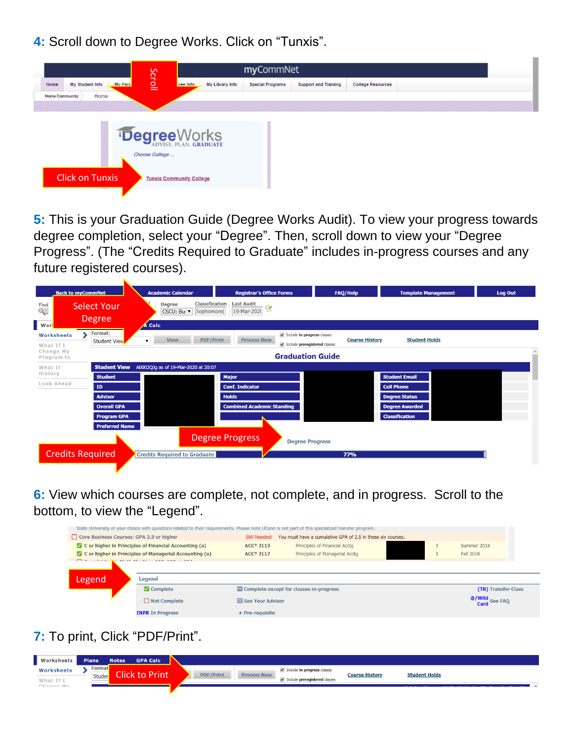**4:** Scroll down to Degree Works. Click on "Tunxis".

**5:** This is your Graduation Guide (Degree Works Audit). To view your progress towards degree completion, select your "Degree". Then, scroll down to view your "Degree Progress". (The "Credits Required to Graduate" includes in-progress courses and any future registered courses).

**6:** View which courses are complete, not complete, and in progress. Scroll to the bottom, to view the "Legend".

**7:** To print, Click "PDF/Print".